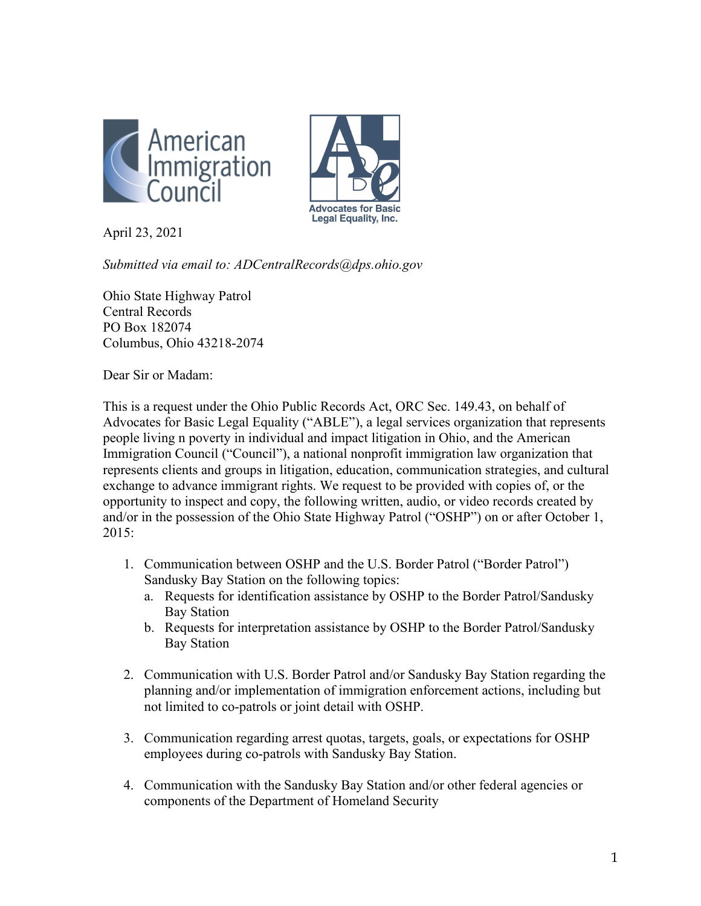American Immigration Council

Advocates for Basic Legal Equality, Inc.

April 23, 2021

*Submitted via email to: ADCentralRecords@dps.ohio.gov*

Ohio State Highway Patrol
Central Records
PO Box 182074
Columbus, Ohio 43218-2074

Dear Sir or Madam:

This is a request under the Ohio Public Records Act, ORC Sec. 149.43, on behalf of Advocates for Basic Legal Equality ("ABLE"), a legal services organization that represents people living n poverty in individual and impact litigation in Ohio, and the American Immigration Council ("Council"), a national nonprofit immigration law organization that represents clients and groups in litigation, education, communication strategies, and cultural exchange to advance immigrant rights. We request to be provided with copies of, or the opportunity to inspect and copy, the following written, audio, or video records created by and/or in the possession of the Ohio State Highway Patrol ("OSHP") on or after October 1, 2015:

1. Communication between OSHP and the U.S. Border Patrol ("Border Patrol") Sandusky Bay Station on the following topics:
   a. Requests for identification assistance by OSHP to the Border Patrol/Sandusky Bay Station
   b. Requests for interpretation assistance by OSHP to the Border Patrol/Sandusky Bay Station

2. Communication with U.S. Border Patrol and/or Sandusky Bay Station regarding the planning and/or implementation of immigration enforcement actions, including but not limited to co-patrols or joint detail with OSHP.

3. Communication regarding arrest quotas, targets, goals, or expectations for OSHP employees during co-patrols with Sandusky Bay Station.

4. Communication with the Sandusky Bay Station and/or other federal agencies or components of the Department of Homeland Security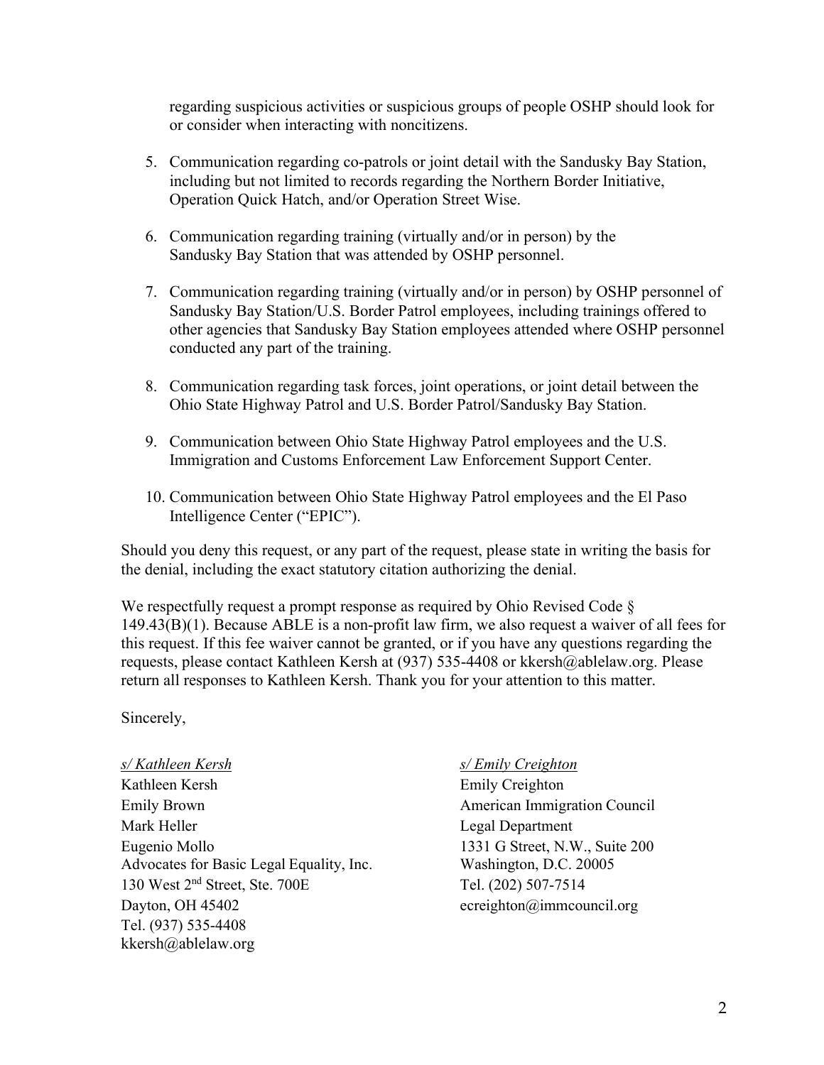regarding suspicious activities or suspicious groups of people OSHP should look for or consider when interacting with noncitizens.

5. Communication regarding co-patrols or joint detail with the Sandusky Bay Station, including but not limited to records regarding the Northern Border Initiative, Operation Quick Hatch, and/or Operation Street Wise.

6. Communication regarding training (virtually and/or in person) by the Sandusky Bay Station that was attended by OSHP personnel.

7. Communication regarding training (virtually and/or in person) by OSHP personnel of Sandusky Bay Station/U.S. Border Patrol employees, including trainings offered to other agencies that Sandusky Bay Station employees attended where OSHP personnel conducted any part of the training.

8. Communication regarding task forces, joint operations, or joint detail between the Ohio State Highway Patrol and U.S. Border Patrol/Sandusky Bay Station.

9. Communication between Ohio State Highway Patrol employees and the U.S. Immigration and Customs Enforcement Law Enforcement Support Center.

10. Communication between Ohio State Highway Patrol employees and the El Paso Intelligence Center ("EPIC").

Should you deny this request, or any part of the request, please state in writing the basis for the denial, including the exact statutory citation authorizing the denial.

We respectfully request a prompt response as required by Ohio Revised Code § 149.43(B)(1). Because ABLE is a non-profit law firm, we also request a waiver of all fees for this request. If this fee waiver cannot be granted, or if you have any questions regarding the requests, please contact Kathleen Kersh at (937) 535-4408 or kkersh@ablelaw.org. Please return all responses to Kathleen Kersh. Thank you for your attention to this matter.

Sincerely,

*s/ Kathleen Kersh*
Kathleen Kersh
Emily Brown
Mark Heller
Eugenio Mollo
Advocates for Basic Legal Equality, Inc.
130 West 2nd Street, Ste. 700E
Dayton, OH 45402
Tel. (937) 535-4408
kkersh@ablelaw.org

*s/ Emily Creighton*
Emily Creighton
American Immigration Council
Legal Department
1331 G Street, N.W., Suite 200
Washington, D.C. 20005
Tel. (202) 507-7514
ecreighton@immcouncil.org